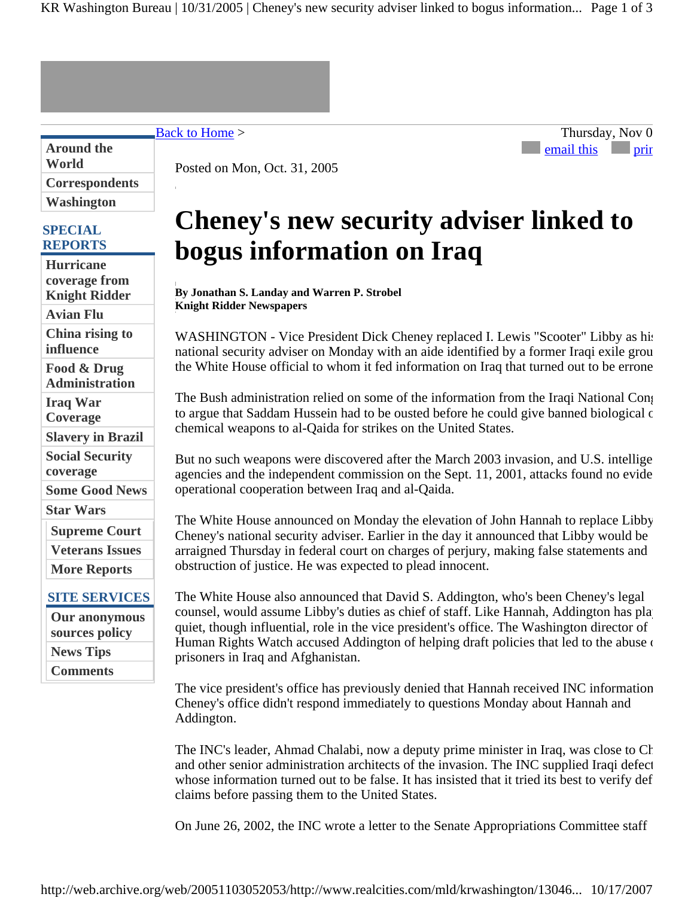[Back to Home](#) >

Thursday, Nov 0

email this prir

Posted on Mon, Oct. 31, 2005

# Cheney's new security adviser linked to bogus information on Iraq

**By Jonathan S. Landay and Warren P. Strobel**
**Knight Ridder Newspapers**

WASHINGTON - Vice President Dick Cheney replaced I. Lewis "Scooter" Libby as his national security adviser on Monday with an aide identified by a former Iraqi exile grou the White House official to whom it fed information on Iraq that turned out to be errone

The Bush administration relied on some of the information from the Iraqi National Con to argue that Saddam Hussein had to be ousted before he could give banned biological c chemical weapons to al-Qaida for strikes on the United States.

But no such weapons were discovered after the March 2003 invasion, and U.S. intellige agencies and the independent commission on the Sept. 11, 2001, attacks found no evide operational cooperation between Iraq and al-Qaida.

The White House announced on Monday the elevation of John Hannah to replace Libby Cheney's national security adviser. Earlier in the day it announced that Libby would be arraigned Thursday in federal court on charges of perjury, making false statements and obstruction of justice. He was expected to plead innocent.

The White House also announced that David S. Addington, who's been Cheney's legal counsel, would assume Libby's duties as chief of staff. Like Hannah, Addington has pla quiet, though influential, role in the vice president's office. The Washington director of Human Rights Watch accused Addington of helping draft policies that led to the abuse c prisoners in Iraq and Afghanistan.

The vice president's office has previously denied that Hannah received INC information Cheney's office didn't respond immediately to questions Monday about Hannah and Addington.

The INC's leader, Ahmad Chalabi, now a deputy prime minister in Iraq, was close to Ch and other senior administration architects of the invasion. The INC supplied Iraqi defect whose information turned out to be false. It has insisted that it tried its best to verify def claims before passing them to the United States.

On June 26, 2002, the INC wrote a letter to the Senate Appropriations Committee staff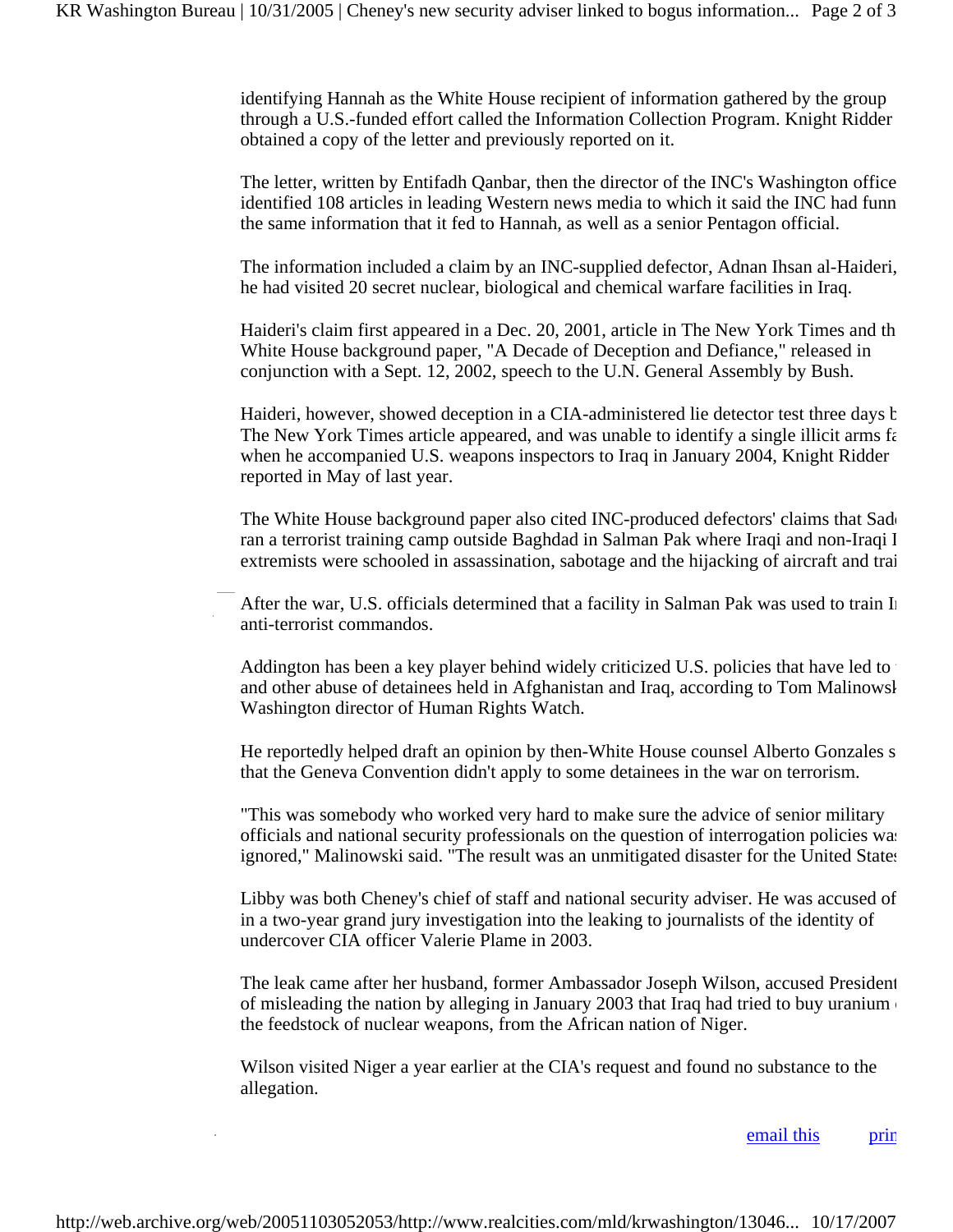identifying Hannah as the White House recipient of information gathered by the group through a U.S.-funded effort called the Information Collection Program. Knight Ridder obtained a copy of the letter and previously reported on it.

The letter, written by Entifadh Qanbar, then the director of the INC's Washington office identified 108 articles in leading Western news media to which it said the INC had funn the same information that it fed to Hannah, as well as a senior Pentagon official.

The information included a claim by an INC-supplied defector, Adnan Ihsan al-Haideri, he had visited 20 secret nuclear, biological and chemical warfare facilities in Iraq.

Haideri's claim first appeared in a Dec. 20, 2001, article in The New York Times and th White House background paper, "A Decade of Deception and Defiance," released in conjunction with a Sept. 12, 2002, speech to the U.N. General Assembly by Bush.

Haideri, however, showed deception in a CIA-administered lie detector test three days b The New York Times article appeared, and was unable to identify a single illicit arms fa when he accompanied U.S. weapons inspectors to Iraq in January 2004, Knight Ridder reported in May of last year.

The White House background paper also cited INC-produced defectors' claims that Sadd ran a terrorist training camp outside Baghdad in Salman Pak where Iraqi and non-Iraqi I extremists were schooled in assassination, sabotage and the hijacking of aircraft and trai

After the war, U.S. officials determined that a facility in Salman Pak was used to train Ir anti-terrorist commandos.

Addington has been a key player behind widely criticized U.S. policies that have led to and other abuse of detainees held in Afghanistan and Iraq, according to Tom Malinowsk Washington director of Human Rights Watch.

He reportedly helped draft an opinion by then-White House counsel Alberto Gonzales s that the Geneva Convention didn't apply to some detainees in the war on terrorism.

"This was somebody who worked very hard to make sure the advice of senior military officials and national security professionals on the question of interrogation policies was ignored," Malinowski said. "The result was an unmitigated disaster for the United States

Libby was both Cheney's chief of staff and national security adviser. He was accused of in a two-year grand jury investigation into the leaking to journalists of the identity of undercover CIA officer Valerie Plame in 2003.

The leak came after her husband, former Ambassador Joseph Wilson, accused President of misleading the nation by alleging in January 2003 that Iraq had tried to buy uranium the feedstock of nuclear weapons, from the African nation of Niger.

Wilson visited Niger a year earlier at the CIA's request and found no substance to the allegation.

email this    prin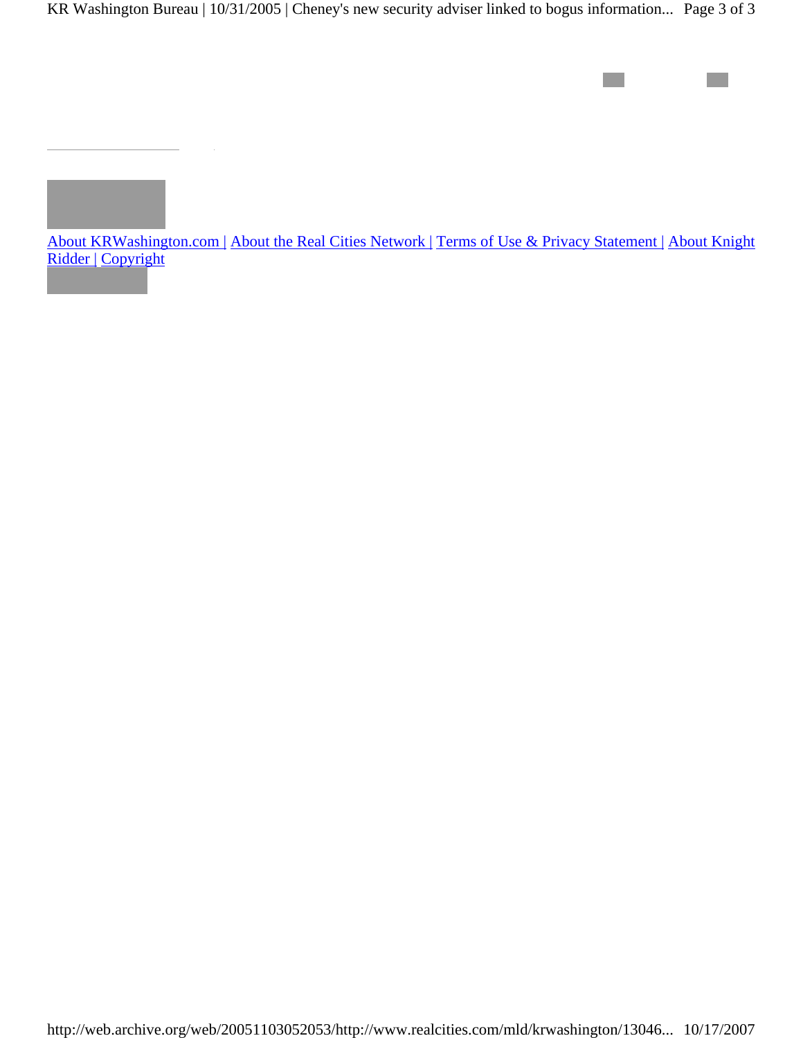About KRWashington.com | About the Real Cities Network | Terms of Use & Privacy Statement | About Knight Ridder | Copyright